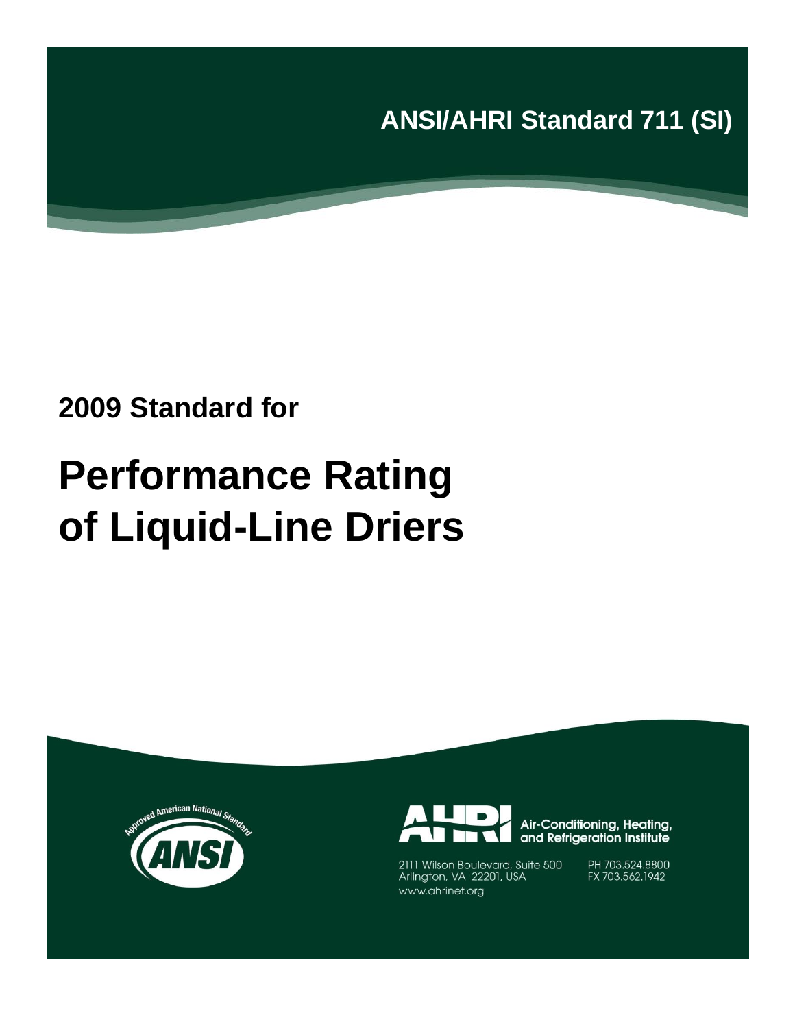**ANSI/AHRI Standard 711 (SI)**

**2009 Standard for**

# Performance Rating of Liquid-Line Driers

Approved American National Standard

ANSI

AHRI

Air-Conditioning, Heating, and Refrigeration Institute

2111 Wilson Boulevard, Suite 500
Arlington, VA 22201, USA
www.ahrinet.org

PH 703.524.8800
FX 703.562.1942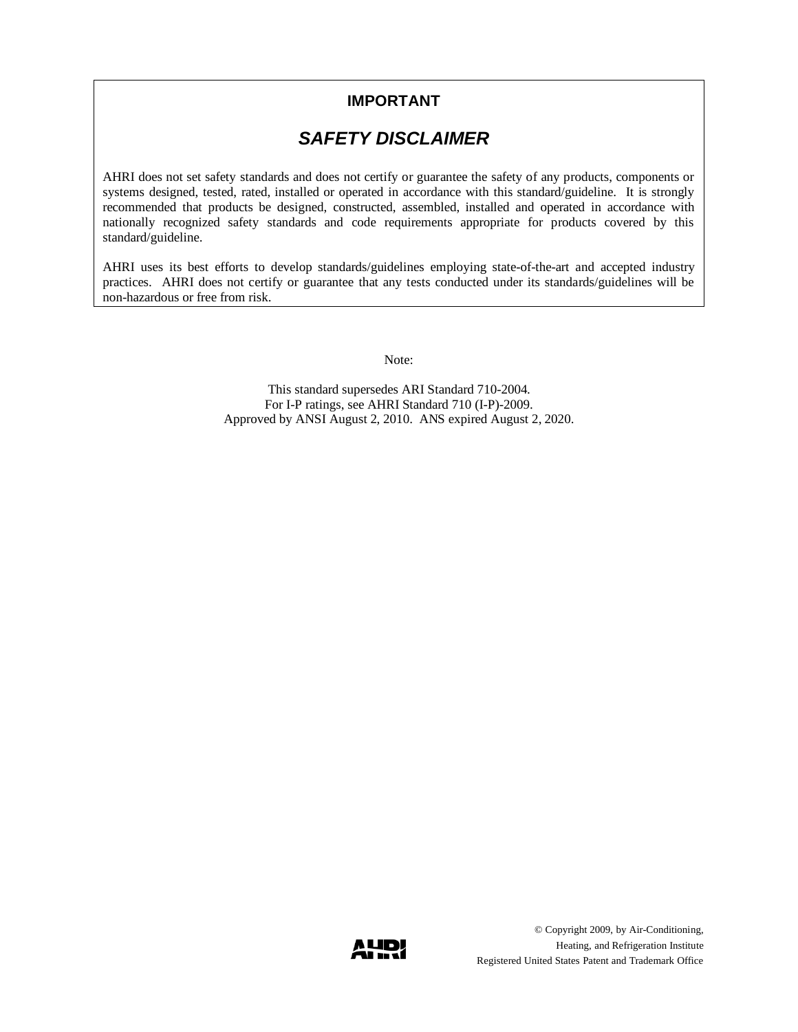## IMPORTANT

## *SAFETY DISCLAIMER*

AHRI does not set safety standards and does not certify or guarantee the safety of any products, components or systems designed, tested, rated, installed or operated in accordance with this standard/guideline. It is strongly recommended that products be designed, constructed, assembled, installed and operated in accordance with nationally recognized safety standards and code requirements appropriate for products covered by this standard/guideline.

AHRI uses its best efforts to develop standards/guidelines employing state-of-the-art and accepted industry practices. AHRI does not certify or guarantee that any tests conducted under its standards/guidelines will be non-hazardous or free from risk.

Note:

This standard supersedes ARI Standard 710-2004.
For I-P ratings, see AHRI Standard 710 (I-P)-2009.
Approved by ANSI August 2, 2010. ANS expired August 2, 2020.

© Copyright 2009, by Air-Conditioning, Heating, and Refrigeration Institute
Registered United States Patent and Trademark Office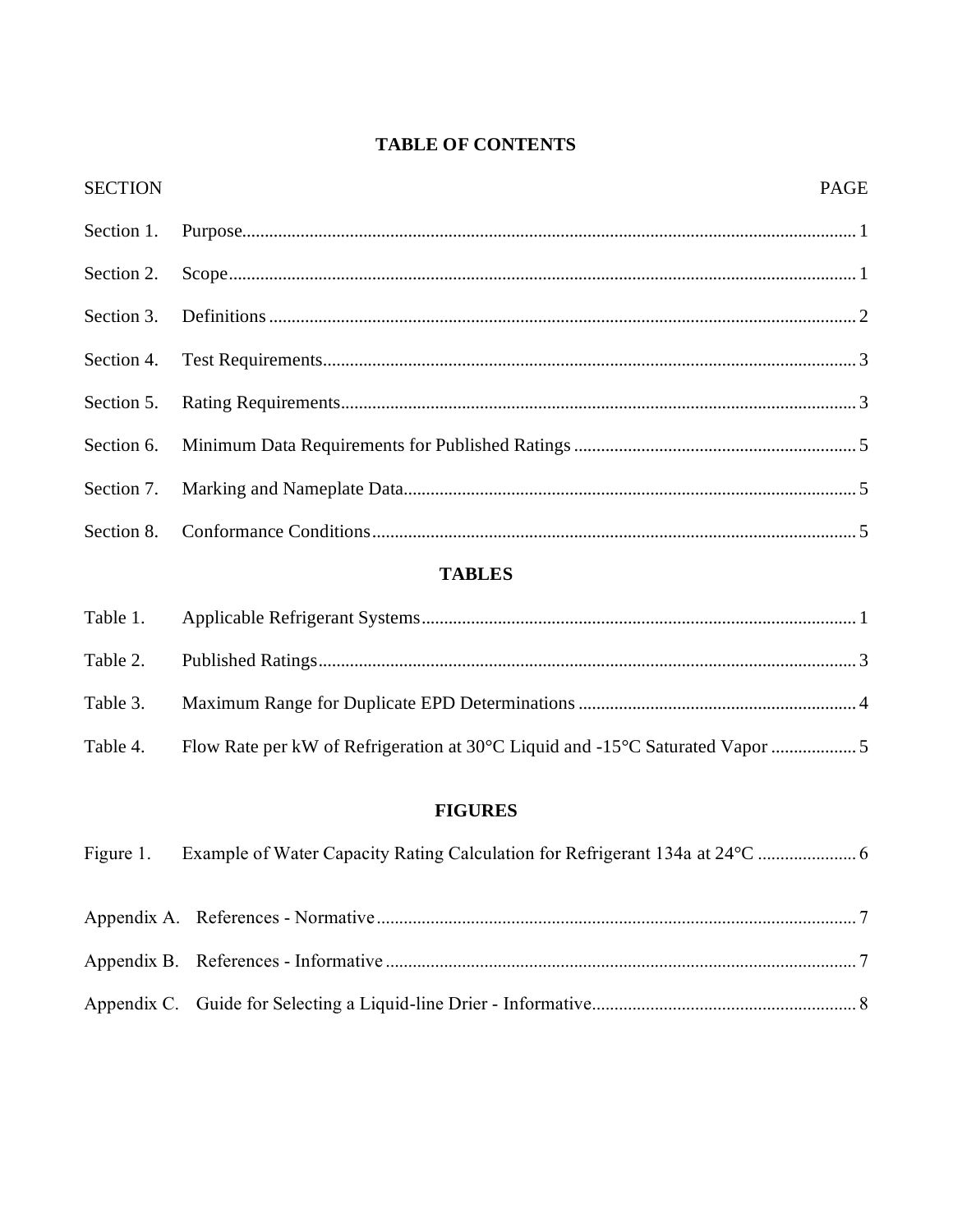# TABLE OF CONTENTS

| SECTION | | PAGE |
|---|---|---|
| Section 1. | Purpose | 1 |
| Section 2. | Scope | 1 |
| Section 3. | Definitions | 2 |
| Section 4. | Test Requirements | 3 |
| Section 5. | Rating Requirements | 3 |
| Section 6. | Minimum Data Requirements for Published Ratings | 5 |
| Section 7. | Marking and Nameplate Data | 5 |
| Section 8. | Conformance Conditions | 5 |

## TABLES

| | | |
|---|---|---|
| Table 1. | Applicable Refrigerant Systems | 1 |
| Table 2. | Published Ratings | 3 |
| Table 3. | Maximum Range for Duplicate EPD Determinations | 4 |
| Table 4. | Flow Rate per kW of Refrigeration at 30°C Liquid and -15°C Saturated Vapor | 5 |

## FIGURES

| | | |
|---|---|---|
| Figure 1. | Example of Water Capacity Rating Calculation for Refrigerant 134a at 24°C | 6 |

| | | |
|---|---|---|
| Appendix A. | References - Normative | 7 |
| Appendix B. | References - Informative | 7 |
| Appendix C. | Guide for Selecting a Liquid-line Drier - Informative | 8 |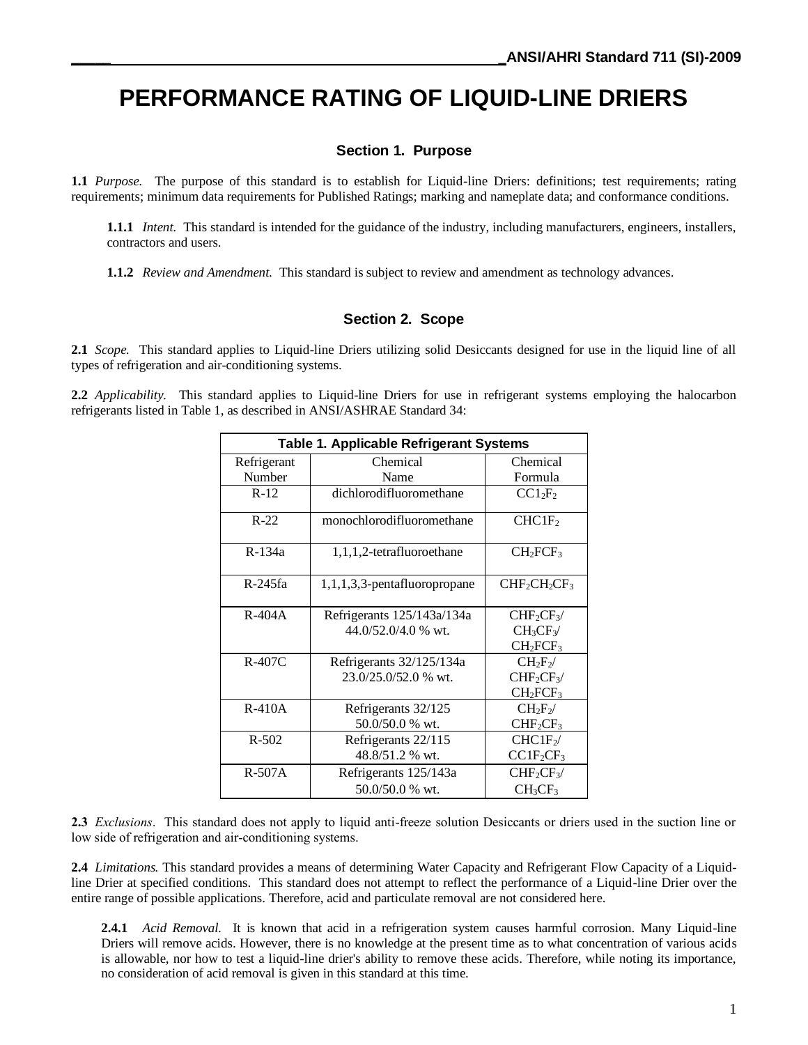# PERFORMANCE RATING OF LIQUID-LINE DRIERS

## Section 1. Purpose

**1.1** *Purpose.* The purpose of this standard is to establish for Liquid-line Driers: definitions; test requirements; rating requirements; minimum data requirements for Published Ratings; marking and nameplate data; and conformance conditions.

**1.1.1** *Intent.* This standard is intended for the guidance of the industry, including manufacturers, engineers, installers, contractors and users.

**1.1.2** *Review and Amendment.* This standard is subject to review and amendment as technology advances.

## Section 2. Scope

**2.1** *Scope.* This standard applies to Liquid-line Driers utilizing solid Desiccants designed for use in the liquid line of all types of refrigeration and air-conditioning systems.

**2.2** *Applicability.* This standard applies to Liquid-line Driers for use in refrigerant systems employing the halocarbon refrigerants listed in Table 1, as described in ANSI/ASHRAE Standard 34:

**Table 1. Applicable Refrigerant Systems**

| Refrigerant Number | Chemical Name | Chemical Formula |
|---|---|---|
| R-12 | dichlorodifluoromethane | $CCl_2F_2$ |
| R-22 | monochlorodifluoromethane | $CHClF_2$ |
| R-134a | 1,1,1,2-tetrafluoroethane | $CH_2FCF_3$ |
| R-245fa | 1,1,1,3,3-pentafluoropropane | $CHF_2CH_2CF_3$ |
| R-404A | Refrigerants 125/143a/134a 44.0/52.0/4.0 % wt. | $CHF_2CF_3$/ $CH_3CF_3$/ $CH_2FCF_3$ |
| R-407C | Refrigerants 32/125/134a 23.0/25.0/52.0 % wt. | $CH_2F_2$/ $CHF_2CF_3$/ $CH_2FCF_3$ |
| R-410A | Refrigerants 32/125 50.0/50.0 % wt. | $CH_2F_2$/ $CHF_2CF_3$ |
| R-502 | Refrigerants 22/115 48.8/51.2 % wt. | $CHClF_2$/ $CClF_2CF_3$ |
| R-507A | Refrigerants 125/143a 50.0/50.0 % wt. | $CHF_2CF_3$/ $CH_3CF_3$ |

**2.3** *Exclusions*. This standard does not apply to liquid anti-freeze solution Desiccants or driers used in the suction line or low side of refrigeration and air-conditioning systems.

**2.4** *Limitations.* This standard provides a means of determining Water Capacity and Refrigerant Flow Capacity of a Liquid-line Drier at specified conditions. This standard does not attempt to reflect the performance of a Liquid-line Drier over the entire range of possible applications. Therefore, acid and particulate removal are not considered here.

**2.4.1** *Acid Removal.* It is known that acid in a refrigeration system causes harmful corrosion. Many Liquid-line Driers will remove acids. However, there is no knowledge at the present time as to what concentration of various acids is allowable, nor how to test a liquid-line drier's ability to remove these acids. Therefore, while noting its importance, no consideration of acid removal is given in this standard at this time.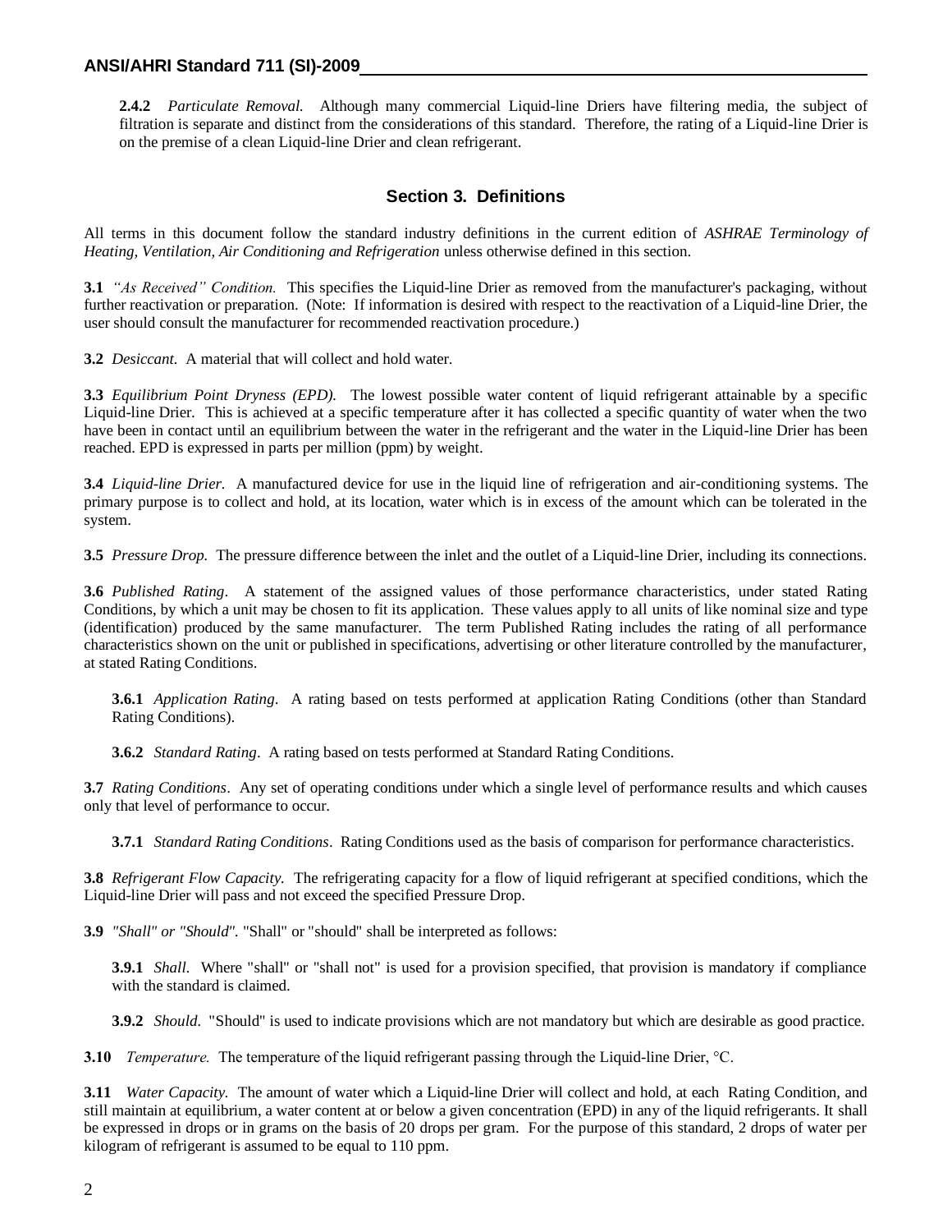**2.4.2** *Particulate Removal.* Although many commercial Liquid-line Driers have filtering media, the subject of filtration is separate and distinct from the considerations of this standard. Therefore, the rating of a Liquid-line Drier is on the premise of a clean Liquid-line Drier and clean refrigerant.

## Section 3. Definitions

All terms in this document follow the standard industry definitions in the current edition of *ASHRAE Terminology of Heating, Ventilation, Air Conditioning and Refrigeration* unless otherwise defined in this section.

**3.1** *"As Received" Condition.* This specifies the Liquid-line Drier as removed from the manufacturer's packaging, without further reactivation or preparation. (Note: If information is desired with respect to the reactivation of a Liquid-line Drier, the user should consult the manufacturer for recommended reactivation procedure.)

**3.2** *Desiccant.* A material that will collect and hold water.

**3.3** *Equilibrium Point Dryness (EPD).* The lowest possible water content of liquid refrigerant attainable by a specific Liquid-line Drier. This is achieved at a specific temperature after it has collected a specific quantity of water when the two have been in contact until an equilibrium between the water in the refrigerant and the water in the Liquid-line Drier has been reached. EPD is expressed in parts per million (ppm) by weight.

**3.4** *Liquid-line Drier.* A manufactured device for use in the liquid line of refrigeration and air-conditioning systems. The primary purpose is to collect and hold, at its location, water which is in excess of the amount which can be tolerated in the system.

**3.5** *Pressure Drop.* The pressure difference between the inlet and the outlet of a Liquid-line Drier, including its connections.

**3.6** *Published Rating*. A statement of the assigned values of those performance characteristics, under stated Rating Conditions, by which a unit may be chosen to fit its application. These values apply to all units of like nominal size and type (identification) produced by the same manufacturer. The term Published Rating includes the rating of all performance characteristics shown on the unit or published in specifications, advertising or other literature controlled by the manufacturer, at stated Rating Conditions.

**3.6.1** *Application Rating*. A rating based on tests performed at application Rating Conditions (other than Standard Rating Conditions).

**3.6.2** *Standard Rating*. A rating based on tests performed at Standard Rating Conditions.

**3.7** *Rating Conditions*. Any set of operating conditions under which a single level of performance results and which causes only that level of performance to occur.

**3.7.1** *Standard Rating Conditions*. Rating Conditions used as the basis of comparison for performance characteristics.

**3.8** *Refrigerant Flow Capacity.* The refrigerating capacity for a flow of liquid refrigerant at specified conditions, which the Liquid-line Drier will pass and not exceed the specified Pressure Drop.

**3.9** *"Shall" or "Should".* "Shall" or "should" shall be interpreted as follows:

**3.9.1** *Shall.* Where "shall" or "shall not" is used for a provision specified, that provision is mandatory if compliance with the standard is claimed.

**3.9.2** *Should.* "Should" is used to indicate provisions which are not mandatory but which are desirable as good practice.

**3.10** *Temperature.* The temperature of the liquid refrigerant passing through the Liquid-line Drier, °C.

**3.11** *Water Capacity.* The amount of water which a Liquid-line Drier will collect and hold, at each Rating Condition, and still maintain at equilibrium, a water content at or below a given concentration (EPD) in any of the liquid refrigerants. It shall be expressed in drops or in grams on the basis of 20 drops per gram. For the purpose of this standard, 2 drops of water per kilogram of refrigerant is assumed to be equal to 110 ppm.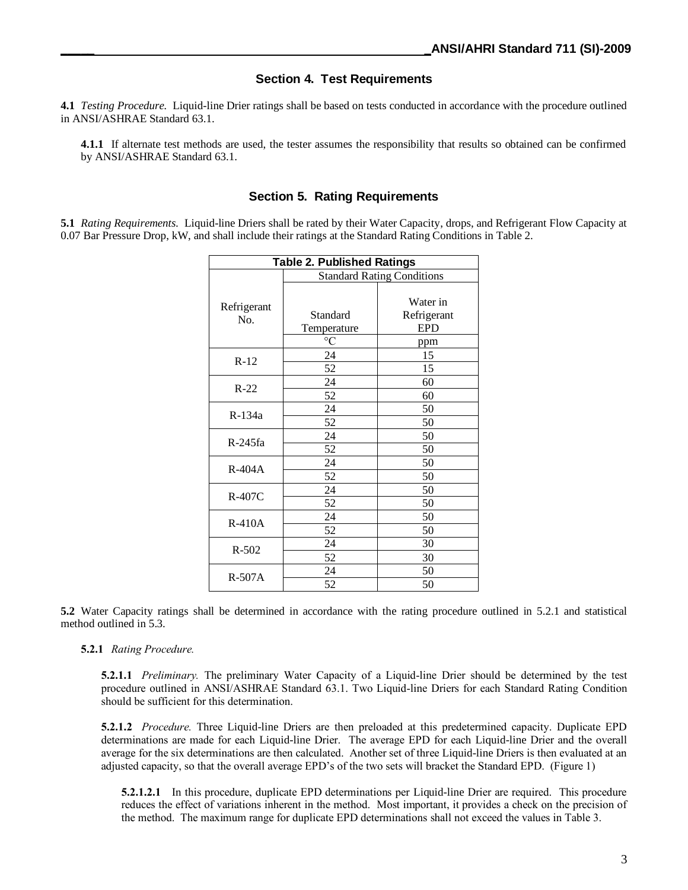## Section 4. Test Requirements

**4.1** *Testing Procedure.* Liquid-line Drier ratings shall be based on tests conducted in accordance with the procedure outlined in ANSI/ASHRAE Standard 63.1.

**4.1.1** If alternate test methods are used, the tester assumes the responsibility that results so obtained can be confirmed by ANSI/ASHRAE Standard 63.1.

## Section 5. Rating Requirements

**5.1** *Rating Requirements.* Liquid-line Driers shall be rated by their Water Capacity, drops, and Refrigerant Flow Capacity at 0.07 Bar Pressure Drop, kW, and shall include their ratings at the Standard Rating Conditions in Table 2.

**Table 2. Published Ratings**

| Refrigerant No. | Standard Rating Conditions | |
|---|---|---|
| | Standard Temperature | Water in Refrigerant EPD |
| | °C | ppm |
| R-12 | 24 | 15 |
| | 52 | 15 |
| R-22 | 24 | 60 |
| | 52 | 60 |
| R-134a | 24 | 50 |
| | 52 | 50 |
| R-245fa | 24 | 50 |
| | 52 | 50 |
| R-404A | 24 | 50 |
| | 52 | 50 |
| R-407C | 24 | 50 |
| | 52 | 50 |
| R-410A | 24 | 50 |
| | 52 | 50 |
| R-502 | 24 | 30 |
| | 52 | 30 |
| R-507A | 24 | 50 |
| | 52 | 50 |

**5.2** Water Capacity ratings shall be determined in accordance with the rating procedure outlined in 5.2.1 and statistical method outlined in 5.3.

**5.2.1** *Rating Procedure.*

**5.2.1.1** *Preliminary.* The preliminary Water Capacity of a Liquid-line Drier should be determined by the test procedure outlined in ANSI/ASHRAE Standard 63.1. Two Liquid-line Driers for each Standard Rating Condition should be sufficient for this determination.

**5.2.1.2** *Procedure.* Three Liquid-line Driers are then preloaded at this predetermined capacity. Duplicate EPD determinations are made for each Liquid-line Drier. The average EPD for each Liquid-line Drier and the overall average for the six determinations are then calculated. Another set of three Liquid-line Driers is then evaluated at an adjusted capacity, so that the overall average EPD's of the two sets will bracket the Standard EPD. (Figure 1)

**5.2.1.2.1** In this procedure, duplicate EPD determinations per Liquid-line Drier are required. This procedure reduces the effect of variations inherent in the method. Most important, it provides a check on the precision of the method. The maximum range for duplicate EPD determinations shall not exceed the values in Table 3.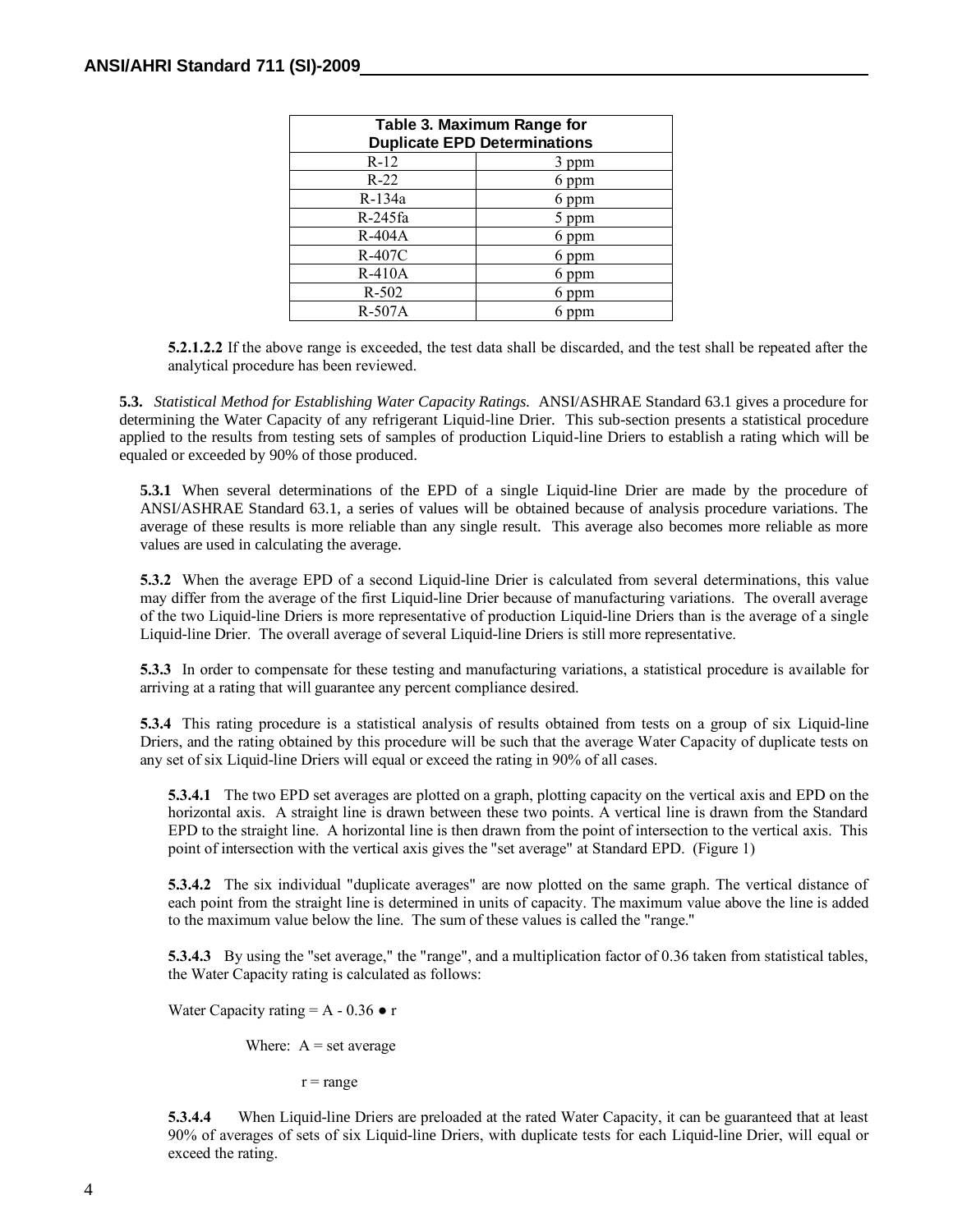**Table 3. Maximum Range for Duplicate EPD Determinations**

| Refrigerant | Range |
|---|---|
| R-12 | 3 ppm |
| R-22 | 6 ppm |
| R-134a | 6 ppm |
| R-245fa | 5 ppm |
| R-404A | 6 ppm |
| R-407C | 6 ppm |
| R-410A | 6 ppm |
| R-502 | 6 ppm |
| R-507A | 6 ppm |

**5.2.1.2.2** If the above range is exceeded, the test data shall be discarded, and the test shall be repeated after the analytical procedure has been reviewed.

**5.3.** *Statistical Method for Establishing Water Capacity Ratings.* ANSI/ASHRAE Standard 63.1 gives a procedure for determining the Water Capacity of any refrigerant Liquid-line Drier. This sub-section presents a statistical procedure applied to the results from testing sets of samples of production Liquid-line Driers to establish a rating which will be equaled or exceeded by 90% of those produced.

**5.3.1** When several determinations of the EPD of a single Liquid-line Drier are made by the procedure of ANSI/ASHRAE Standard 63.1, a series of values will be obtained because of analysis procedure variations. The average of these results is more reliable than any single result. This average also becomes more reliable as more values are used in calculating the average.

**5.3.2** When the average EPD of a second Liquid-line Drier is calculated from several determinations, this value may differ from the average of the first Liquid-line Drier because of manufacturing variations. The overall average of the two Liquid-line Driers is more representative of production Liquid-line Driers than is the average of a single Liquid-line Drier. The overall average of several Liquid-line Driers is still more representative.

**5.3.3** In order to compensate for these testing and manufacturing variations, a statistical procedure is available for arriving at a rating that will guarantee any percent compliance desired.

**5.3.4** This rating procedure is a statistical analysis of results obtained from tests on a group of six Liquid-line Driers, and the rating obtained by this procedure will be such that the average Water Capacity of duplicate tests on any set of six Liquid-line Driers will equal or exceed the rating in 90% of all cases.

**5.3.4.1** The two EPD set averages are plotted on a graph, plotting capacity on the vertical axis and EPD on the horizontal axis. A straight line is drawn between these two points. A vertical line is drawn from the Standard EPD to the straight line. A horizontal line is then drawn from the point of intersection to the vertical axis. This point of intersection with the vertical axis gives the "set average" at Standard EPD. (Figure 1)

**5.3.4.2** The six individual "duplicate averages" are now plotted on the same graph. The vertical distance of each point from the straight line is determined in units of capacity. The maximum value above the line is added to the maximum value below the line. The sum of these values is called the "range."

**5.3.4.3** By using the "set average," the "range", and a multiplication factor of 0.36 taken from statistical tables, the Water Capacity rating is calculated as follows:

$$\text{Water Capacity rating} = A - 0.36 \bullet r$$

Where: $A$ = set average

$r$ = range

**5.3.4.4** When Liquid-line Driers are preloaded at the rated Water Capacity, it can be guaranteed that at least 90% of averages of sets of six Liquid-line Driers, with duplicate tests for each Liquid-line Drier, will equal or exceed the rating.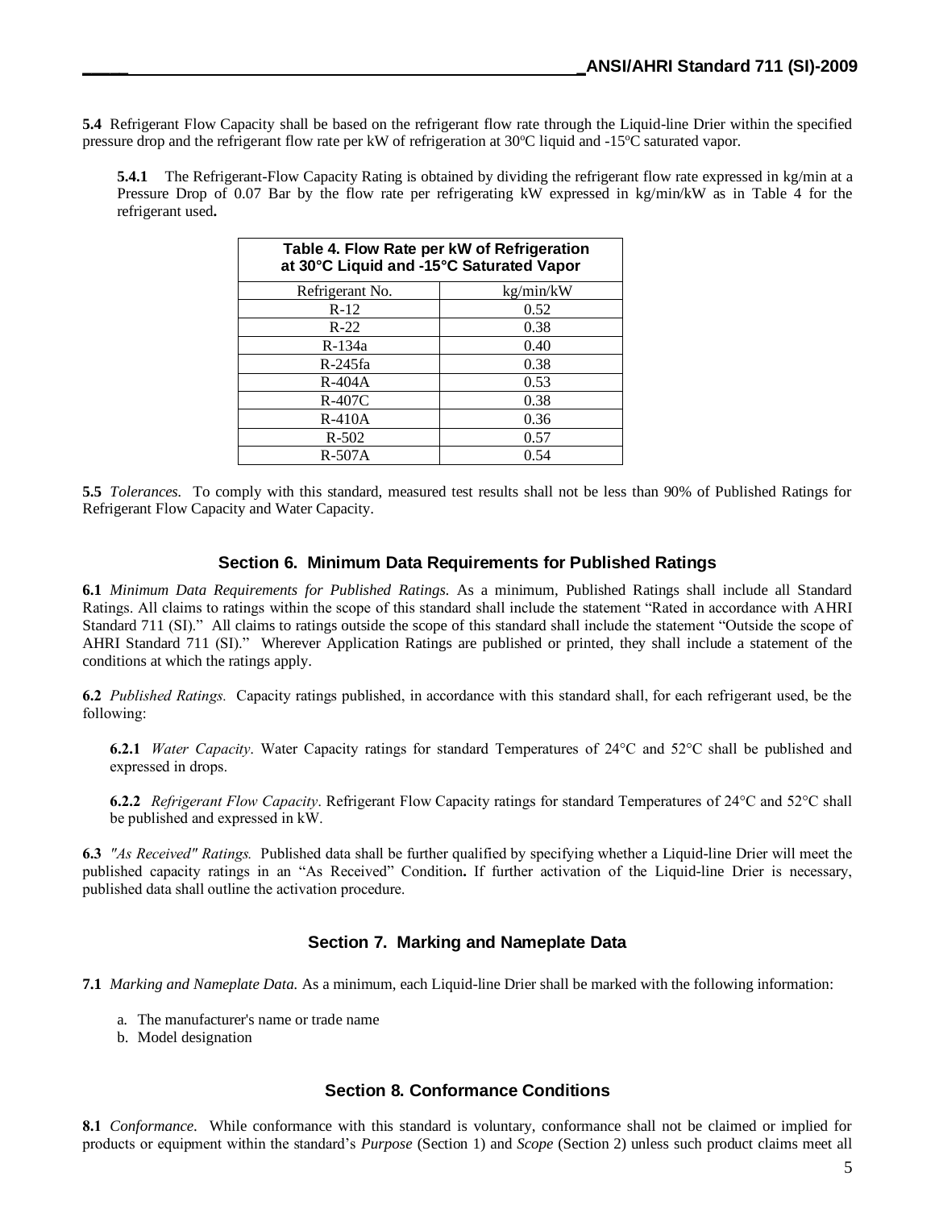**5.4** Refrigerant Flow Capacity shall be based on the refrigerant flow rate through the Liquid-line Drier within the specified pressure drop and the refrigerant flow rate per kW of refrigeration at 30ºC liquid and -15ºC saturated vapor.

**5.4.1** The Refrigerant-Flow Capacity Rating is obtained by dividing the refrigerant flow rate expressed in kg/min at a Pressure Drop of 0.07 Bar by the flow rate per refrigerating kW expressed in kg/min/kW as in Table 4 for the refrigerant used**.**

**Table 4. Flow Rate per kW of Refrigeration at 30°C Liquid and -15°C Saturated Vapor**

| Refrigerant No. | kg/min/kW |
|---|---|
| R-12 | 0.52 |
| R-22 | 0.38 |
| R-134a | 0.40 |
| R-245fa | 0.38 |
| R-404A | 0.53 |
| R-407C | 0.38 |
| R-410A | 0.36 |
| R-502 | 0.57 |
| R-507A | 0.54 |

**5.5** *Tolerances.* To comply with this standard, measured test results shall not be less than 90% of Published Ratings for Refrigerant Flow Capacity and Water Capacity.

## Section 6. Minimum Data Requirements for Published Ratings

**6.1** *Minimum Data Requirements for Published Ratings.* As a minimum, Published Ratings shall include all Standard Ratings. All claims to ratings within the scope of this standard shall include the statement "Rated in accordance with AHRI Standard 711 (SI)." All claims to ratings outside the scope of this standard shall include the statement "Outside the scope of AHRI Standard 711 (SI)." Wherever Application Ratings are published or printed, they shall include a statement of the conditions at which the ratings apply.

**6.2** *Published Ratings.* Capacity ratings published, in accordance with this standard shall, for each refrigerant used, be the following:

**6.2.1** *Water Capacity*. Water Capacity ratings for standard Temperatures of 24°C and 52°C shall be published and expressed in drops.

**6.2.2** *Refrigerant Flow Capacity*. Refrigerant Flow Capacity ratings for standard Temperatures of 24°C and 52°C shall be published and expressed in kW.

**6.3** *"As Received" Ratings.* Published data shall be further qualified by specifying whether a Liquid-line Drier will meet the published capacity ratings in an "As Received" Condition**.** If further activation of the Liquid-line Drier is necessary, published data shall outline the activation procedure.

## Section 7. Marking and Nameplate Data

**7.1** *Marking and Nameplate Data.* As a minimum, each Liquid-line Drier shall be marked with the following information:

a. The manufacturer's name or trade name
b. Model designation

## Section 8. Conformance Conditions

**8.1** *Conformance*. While conformance with this standard is voluntary, conformance shall not be claimed or implied for products or equipment within the standard's *Purpose* (Section 1) and *Scope* (Section 2) unless such product claims meet all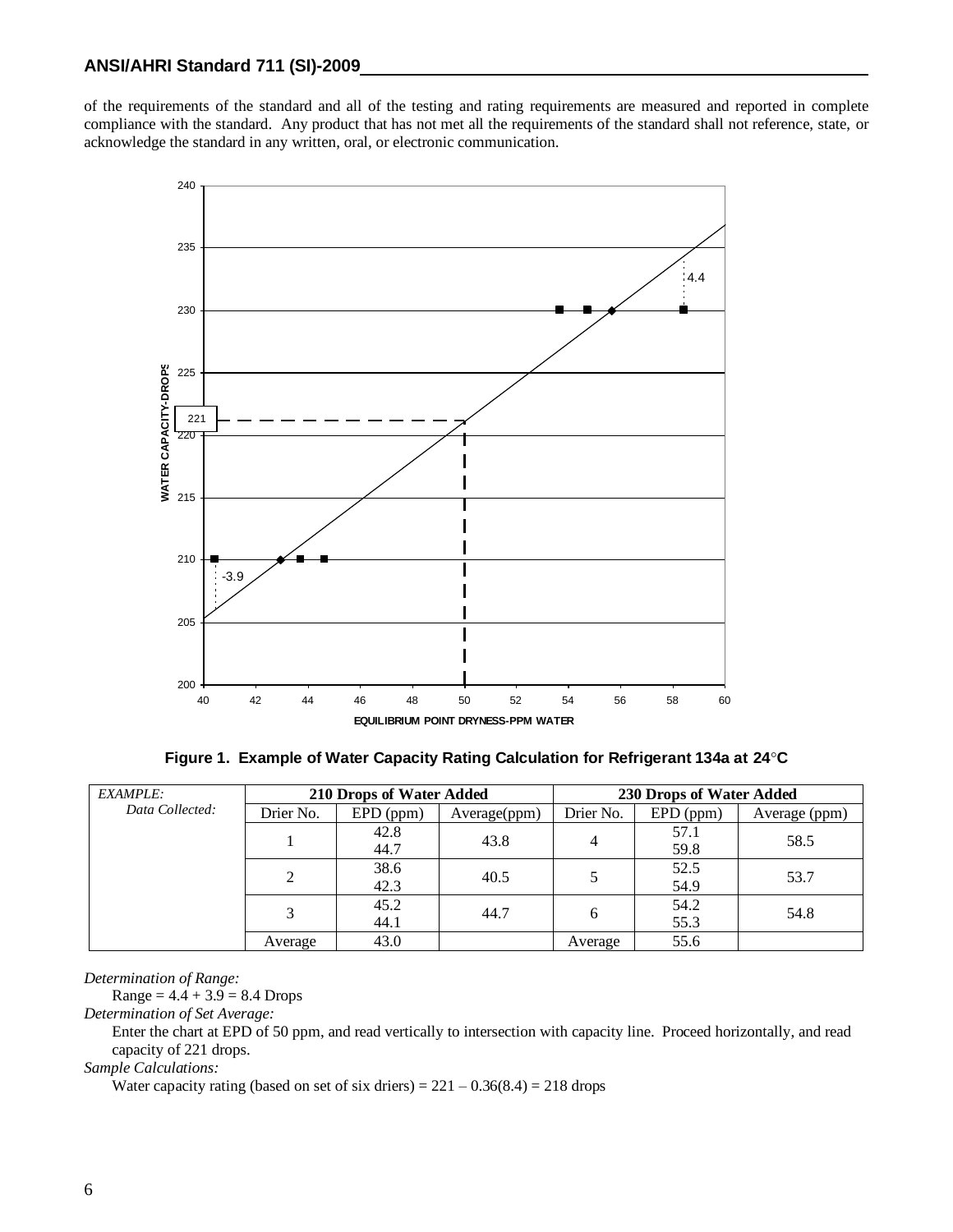of the requirements of the standard and all of the testing and rating requirements are measured and reported in complete compliance with the standard. Any product that has not met all the requirements of the standard shall not reference, state, or acknowledge the standard in any written, oral, or electronic communication.

**Figure 1. Example of Water Capacity Rating Calculation for Refrigerant 134a at 24°C**

| *EXAMPLE: Data Collected:* | 210 Drops of Water Added | | | 230 Drops of Water Added | | |
|---|---|---|---|---|---|---|
| | Drier No. | EPD (ppm) | Average(ppm) | Drier No. | EPD (ppm) | Average (ppm) |
| | 1 | 42.8<br>44.7 | 43.8 | 4 | 57.1<br>59.8 | 58.5 |
| | 2 | 38.6<br>42.3 | 40.5 | 5 | 52.5<br>54.9 | 53.7 |
| | 3 | 45.2<br>44.1 | 44.7 | 6 | 54.2<br>55.3 | 54.8 |
| | Average | 43.0 | | Average | 55.6 | |

*Determination of Range:*

Range = 4.4 + 3.9 = 8.4 Drops

*Determination of Set Average:*

Enter the chart at EPD of 50 ppm, and read vertically to intersection with capacity line. Proceed horizontally, and read capacity of 221 drops.

*Sample Calculations:*

Water capacity rating (based on set of six driers) = 221 – 0.36(8.4) = 218 drops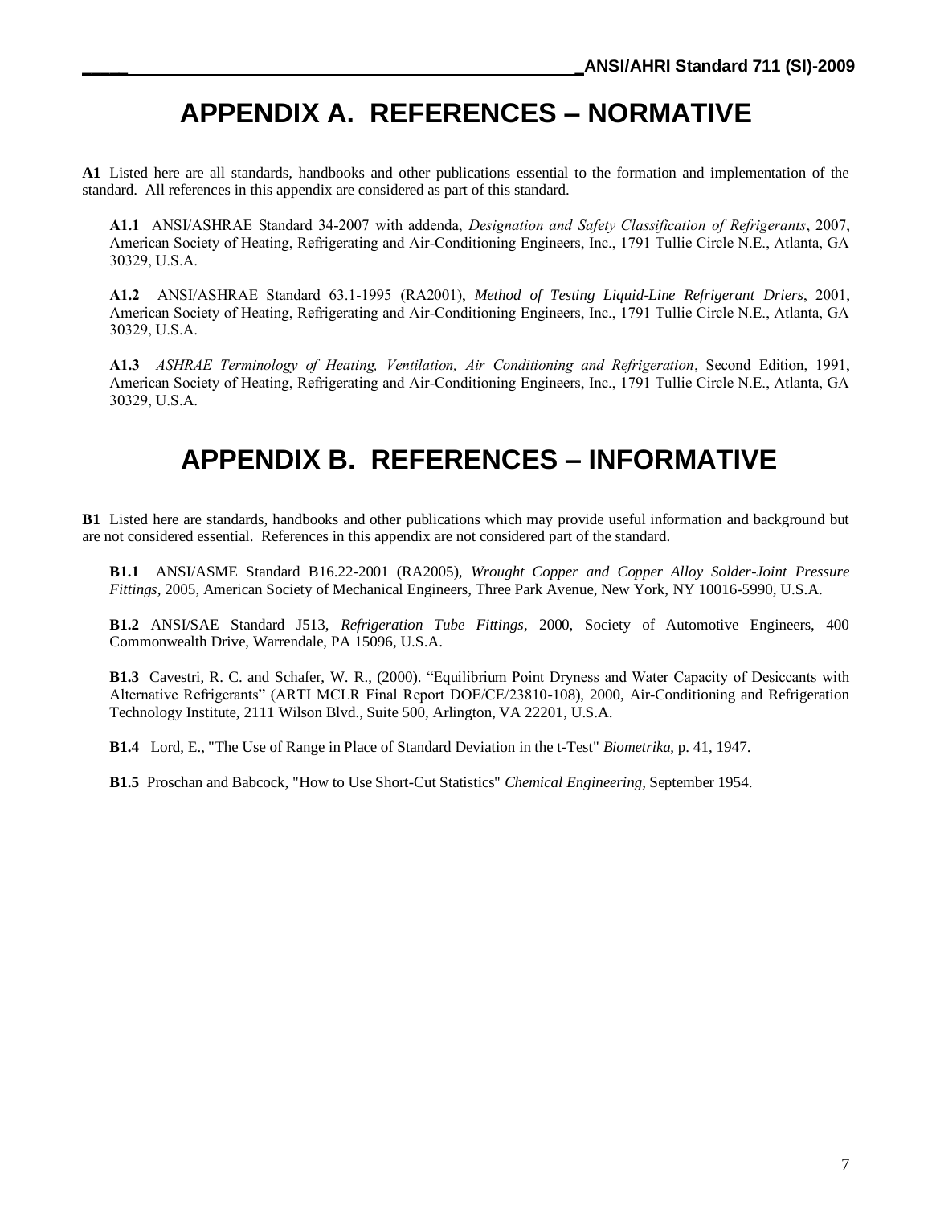# APPENDIX A. REFERENCES – NORMATIVE

**A1** Listed here are all standards, handbooks and other publications essential to the formation and implementation of the standard. All references in this appendix are considered as part of this standard.

**A1.1** ANSI/ASHRAE Standard 34-2007 with addenda, *Designation and Safety Classification of Refrigerants*, 2007, American Society of Heating, Refrigerating and Air-Conditioning Engineers, Inc., 1791 Tullie Circle N.E., Atlanta, GA 30329, U.S.A.

**A1.2** ANSI/ASHRAE Standard 63.1-1995 (RA2001), *Method of Testing Liquid-Line Refrigerant Driers*, 2001, American Society of Heating, Refrigerating and Air-Conditioning Engineers, Inc., 1791 Tullie Circle N.E., Atlanta, GA 30329, U.S.A.

**A1.3** *ASHRAE Terminology of Heating, Ventilation, Air Conditioning and Refrigeration*, Second Edition, 1991, American Society of Heating, Refrigerating and Air-Conditioning Engineers, Inc., 1791 Tullie Circle N.E., Atlanta, GA 30329, U.S.A.

# APPENDIX B. REFERENCES – INFORMATIVE

**B1** Listed here are standards, handbooks and other publications which may provide useful information and background but are not considered essential. References in this appendix are not considered part of the standard.

**B1.1** ANSI/ASME Standard B16.22-2001 (RA2005), *Wrought Copper and Copper Alloy Solder-Joint Pressure Fittings*, 2005, American Society of Mechanical Engineers, Three Park Avenue, New York, NY 10016-5990, U.S.A.

**B1.2** ANSI/SAE Standard J513, *Refrigeration Tube Fittings*, 2000, Society of Automotive Engineers, 400 Commonwealth Drive, Warrendale, PA 15096, U.S.A.

**B1.3** Cavestri, R. C. and Schafer, W. R., (2000). "Equilibrium Point Dryness and Water Capacity of Desiccants with Alternative Refrigerants" (ARTI MCLR Final Report DOE/CE/23810-108), 2000, Air-Conditioning and Refrigeration Technology Institute, 2111 Wilson Blvd., Suite 500, Arlington, VA 22201, U.S.A.

**B1.4** Lord, E., "The Use of Range in Place of Standard Deviation in the t-Test" *Biometrika*, p. 41, 1947.

**B1.5** Proschan and Babcock, "How to Use Short-Cut Statistics" *Chemical Engineering*, September 1954.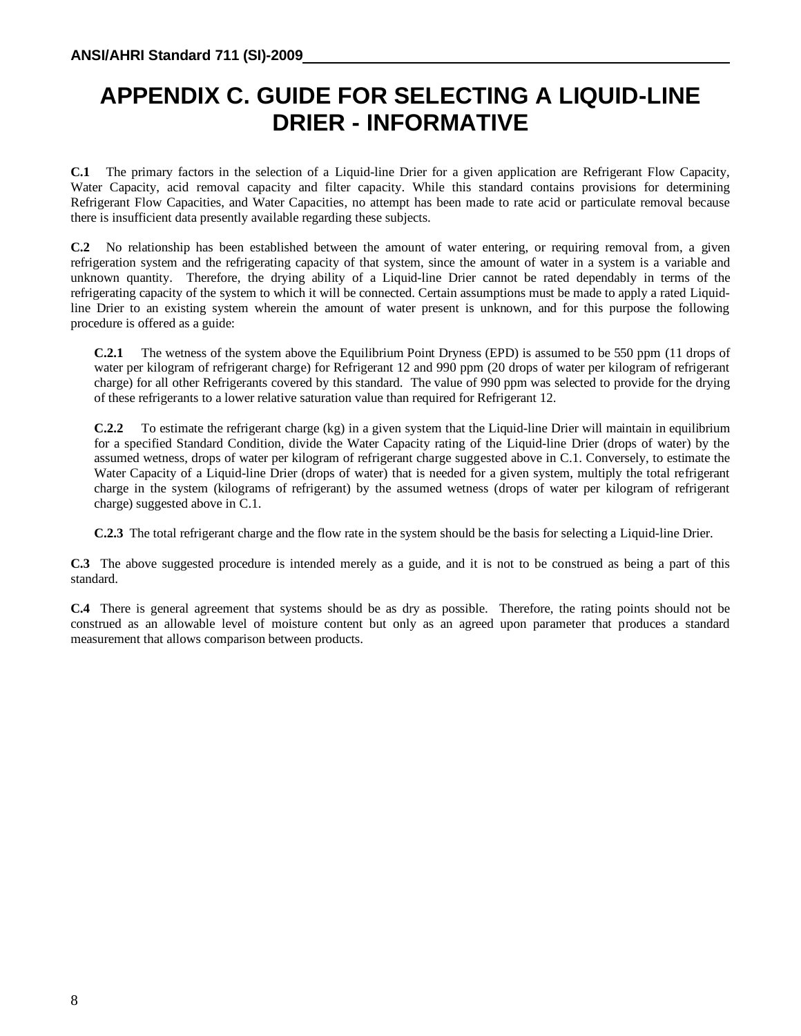# APPENDIX C. GUIDE FOR SELECTING A LIQUID-LINE DRIER - INFORMATIVE

**C.1** The primary factors in the selection of a Liquid-line Drier for a given application are Refrigerant Flow Capacity, Water Capacity, acid removal capacity and filter capacity. While this standard contains provisions for determining Refrigerant Flow Capacities, and Water Capacities, no attempt has been made to rate acid or particulate removal because there is insufficient data presently available regarding these subjects.

**C.2** No relationship has been established between the amount of water entering, or requiring removal from, a given refrigeration system and the refrigerating capacity of that system, since the amount of water in a system is a variable and unknown quantity. Therefore, the drying ability of a Liquid-line Drier cannot be rated dependably in terms of the refrigerating capacity of the system to which it will be connected. Certain assumptions must be made to apply a rated Liquid-line Drier to an existing system wherein the amount of water present is unknown, and for this purpose the following procedure is offered as a guide:

> **C.2.1** The wetness of the system above the Equilibrium Point Dryness (EPD) is assumed to be 550 ppm (11 drops of water per kilogram of refrigerant charge) for Refrigerant 12 and 990 ppm (20 drops of water per kilogram of refrigerant charge) for all other Refrigerants covered by this standard. The value of 990 ppm was selected to provide for the drying of these refrigerants to a lower relative saturation value than required for Refrigerant 12.
>
> **C.2.2** To estimate the refrigerant charge (kg) in a given system that the Liquid-line Drier will maintain in equilibrium for a specified Standard Condition, divide the Water Capacity rating of the Liquid-line Drier (drops of water) by the assumed wetness, drops of water per kilogram of refrigerant charge suggested above in C.1. Conversely, to estimate the Water Capacity of a Liquid-line Drier (drops of water) that is needed for a given system, multiply the total refrigerant charge in the system (kilograms of refrigerant) by the assumed wetness (drops of water per kilogram of refrigerant charge) suggested above in C.1.
>
> **C.2.3** The total refrigerant charge and the flow rate in the system should be the basis for selecting a Liquid-line Drier.

**C.3** The above suggested procedure is intended merely as a guide, and it is not to be construed as being a part of this standard.

**C.4** There is general agreement that systems should be as dry as possible. Therefore, the rating points should not be construed as an allowable level of moisture content but only as an agreed upon parameter that produces a standard measurement that allows comparison between products.